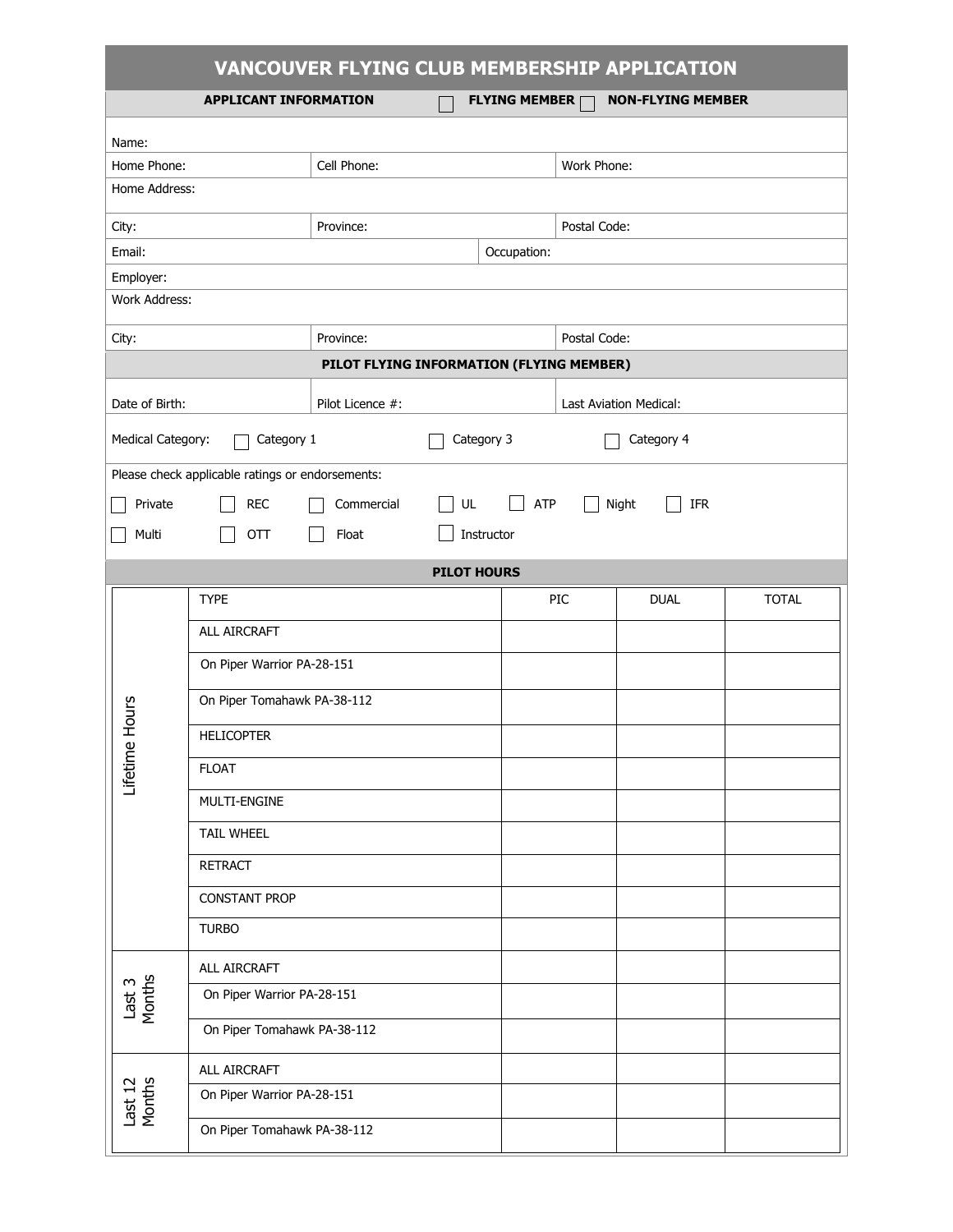# VANCOUVER FLYING CLUB MEMBERSHIP APPLICATION

**APPLICANT INFORMATION** ☐ **FLYING MEMBER** ☐ **NON-FLYING MEMBER**

| | | |
|---|---|---|
| Name: | | |
| Home Phone: | Cell Phone: | Work Phone: |
| Home Address: | | |
| City: | Province: | Postal Code: |
| Email: | Occupation: | |
| Employer: | | |
| Work Address: | | |
| City: | Province: | Postal Code: |

**PILOT FLYING INFORMATION (FLYING MEMBER)**

| | | |
|---|---|---|
| Date of Birth: | Pilot Licence #: | Last Aviation Medical: |

Medical Category: ☐ Category 1 ☐ Category 3 ☐ Category 4

Please check applicable ratings or endorsements:

☐ Private ☐ REC ☐ Commercial ☐ UL ☐ ATP ☐ Night ☐ IFR

☐ Multi ☐ OTT ☐ Float ☐ Instructor

**PILOT HOURS**

| | TYPE | PIC | DUAL | TOTAL |
|---|---|---|---|---|
| Lifetime Hours | ALL AIRCRAFT | | | |
| | On Piper Warrior PA-28-151 | | | |
| | On Piper Tomahawk PA-38-112 | | | |
| | HELICOPTER | | | |
| | FLOAT | | | |
| | MULTI-ENGINE | | | |
| | TAIL WHEEL | | | |
| | RETRACT | | | |
| | CONSTANT PROP | | | |
| | TURBO | | | |
| Last 3 Months | ALL AIRCRAFT | | | |
| | On Piper Warrior PA-28-151 | | | |
| | On Piper Tomahawk PA-38-112 | | | |
| Last 12 Months | ALL AIRCRAFT | | | |
| | On Piper Warrior PA-28-151 | | | |
| | On Piper Tomahawk PA-38-112 | | | |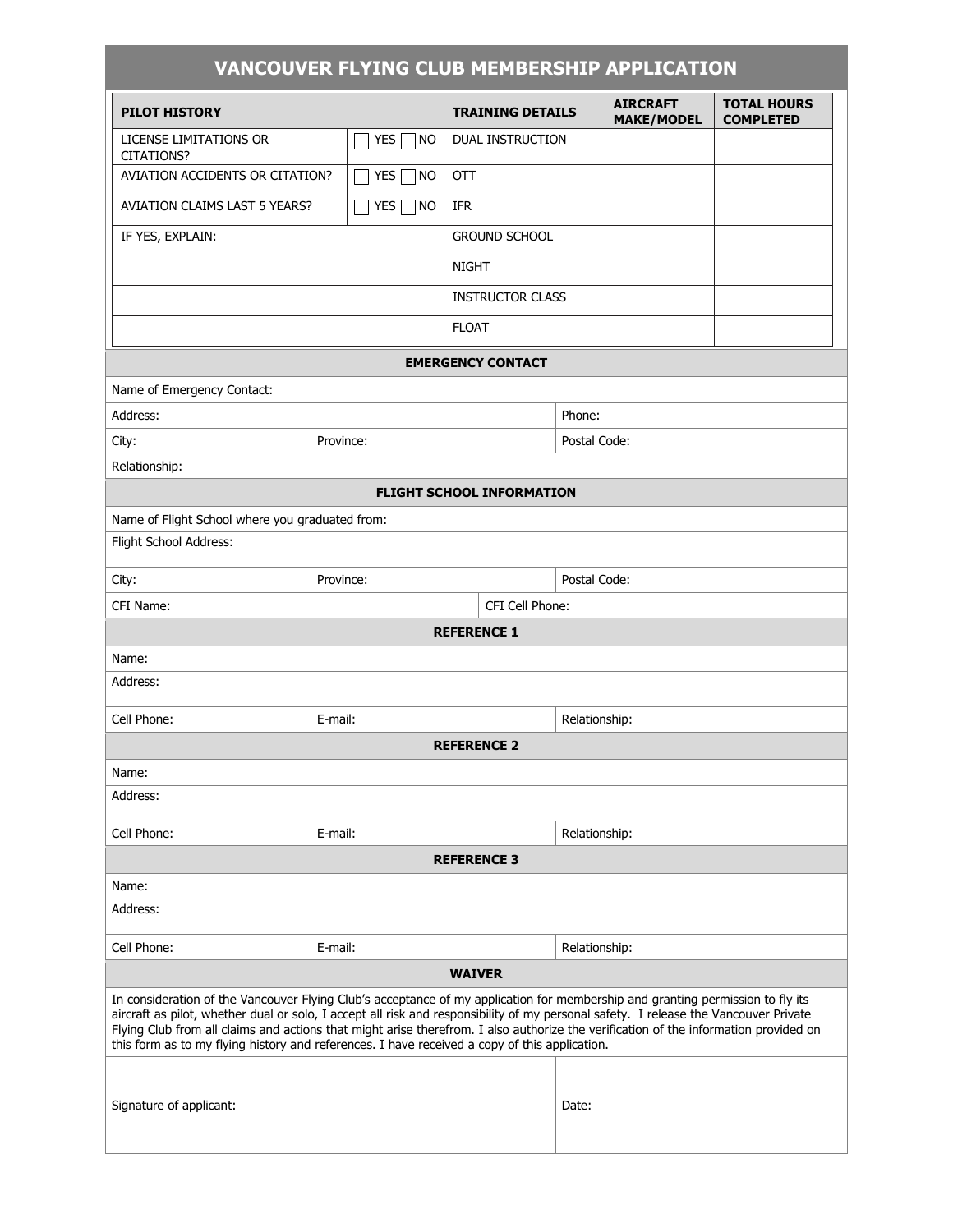# VANCOUVER FLYING CLUB MEMBERSHIP APPLICATION

| PILOT HISTORY | | TRAINING DETAILS | AIRCRAFT MAKE/MODEL | TOTAL HOURS COMPLETED |
|---|---|---|---|---|
| LICENSE LIMITATIONS OR CITATIONS? | ☐ YES ☐ NO | DUAL INSTRUCTION | | |
| AVIATION ACCIDENTS OR CITATION? | ☐ YES ☐ NO | OTT | | |
| AVIATION CLAIMS LAST 5 YEARS? | ☐ YES ☐ NO | IFR | | |
| IF YES, EXPLAIN: | | GROUND SCHOOL | | |
| | | NIGHT | | |
| | | INSTRUCTOR CLASS | | |
| | | FLOAT | | |

## EMERGENCY CONTACT

| | | |
|---|---|---|
| Name of Emergency Contact: | | |
| Address: | | Phone: |
| City: | Province: | Postal Code: |
| Relationship: | | |

## FLIGHT SCHOOL INFORMATION

| | | |
|---|---|---|
| Name of Flight School where you graduated from: | | |
| Flight School Address: | | |
| City: | Province: | Postal Code: |
| CFI Name: | CFI Cell Phone: | |

## REFERENCE 1

| | | |
|---|---|---|
| Name: | | |
| Address: | | |
| Cell Phone: | E-mail: | Relationship: |

## REFERENCE 2

| | | |
|---|---|---|
| Name: | | |
| Address: | | |
| Cell Phone: | E-mail: | Relationship: |

## REFERENCE 3

| | | |
|---|---|---|
| Name: | | |
| Address: | | |
| Cell Phone: | E-mail: | Relationship: |

## WAIVER

In consideration of the Vancouver Flying Club's acceptance of my application for membership and granting permission to fly its aircraft as pilot, whether dual or solo, I accept all risk and responsibility of my personal safety. I release the Vancouver Private Flying Club from all claims and actions that might arise therefrom. I also authorize the verification of the information provided on this form as to my flying history and references. I have received a copy of this application.

| | |
|---|---|
| Signature of applicant: | Date: |